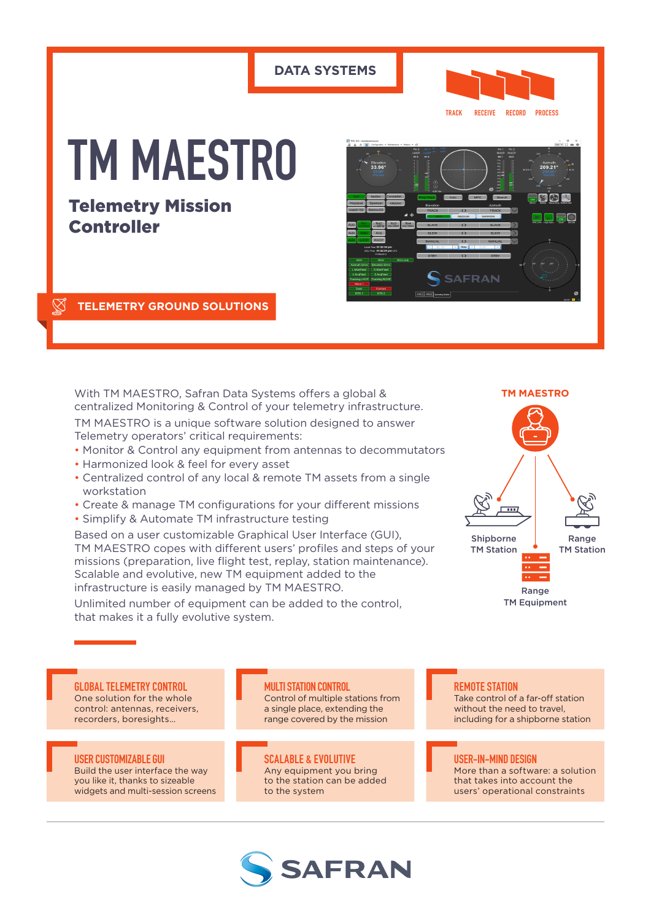DATA SYSTEMS

TRACK RECEIVE RECORD PROCESS

# TM MAESTRO

## Telemetry Mission Controller

TELEMETRY GROUND SOLUTIONS

With TM MAESTRO, Safran Data Systems offers a global & centralized Monitoring & Control of your telemetry infrastructure.

TM MAESTRO is a unique software solution designed to answer Telemetry operators' critical requirements:

- Monitor & Control any equipment from antennas to decommutators
- Harmonized look & feel for every asset
- Centralized control of any local & remote TM assets from a single workstation
- Create & manage TM configurations for your different missions
- Simplify & Automate TM infrastructure testing

Based on a user customizable Graphical User Interface (GUI), TM MAESTRO copes with different users' profiles and steps of your missions (preparation, live flight test, replay, station maintenance). Scalable and evolutive, new TM equipment added to the infrastructure is easily managed by TM MAESTRO.

Unlimited number of equipment can be added to the control, that makes it a fully evolutive system.

TM MAESTRO

Shipborne TM Station

Range TM Station

Range TM Equipment

### GLOBAL TELEMETRY CONTROL

One solution for the whole control: antennas, receivers, recorders, boresights...

### MULTI STATION CONTROL

Control of multiple stations from a single place, extending the range covered by the mission

### REMOTE STATION

Take control of a far-off station without the need to travel, including for a shipborne station

### USER CUSTOMIZABLE GUI

Build the user interface the way you like it, thanks to sizeable widgets and multi-session screens

### SCALABLE & EVOLUTIVE

Any equipment you bring to the station can be added to the system

### USER-IN-MIND DESIGN

More than a software: a solution that takes into account the users' operational constraints

SAFRAN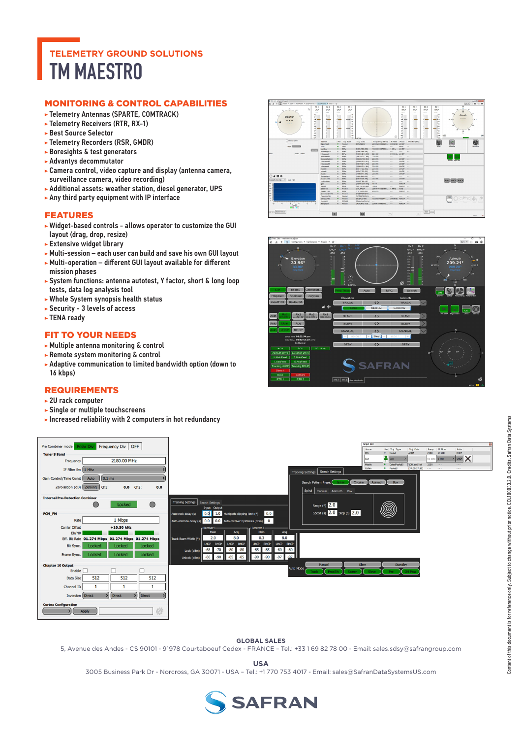TELEMETRY GROUND SOLUTIONS

# TM MAESTRO

## MONITORING & CONTROL CAPABILITIES

- Telemetry Antennas (SPARTE, COMTRACK)
- Telemetry Receivers (RTR, RX-1)
- Best Source Selector
- Telemetry Recorders (RSR, GMDR)
- Boresights & test generators
- Advantys decommutator
- Camera control, video capture and display (antenna camera, surveillance camera, video recording)
- Additional assets: weather station, diesel generator, UPS
- Any third party equipment with IP interface

## FEATURES

- Widget-based controls - allows operator to customize the GUI layout (drag, drop, resize)
- Extensive widget library
- Multi-session – each user can build and save his own GUI layout
- Multi-operation – different GUI layout available for different mission phases
- System functions: antenna autotest, Y factor, short & long loop tests, data log analysis tool
- Whole System synopsis health status
- Security – 3 levels of access
- TENA ready

## FIT TO YOUR NEEDS

- Multiple antenna monitoring & control
- Remote system monitoring & control
- Adaptive communication to limited bandwidth option (down to 16 kbps)

## REQUIREMENTS

- 2U rack computer
- Single or multiple touchscreens
- Increased reliability with 2 computers in hot redundancy

**GLOBAL SALES**

5, Avenue des Andes - CS 90101 - 91978 Courtaboeuf Cedex - FRANCE - Tel.: +33 1 69 82 78 00 - Email: sales.sdsy@safrangroup.com

**USA**

3005 Business Park Dr - Norcross, GA 30071 - USA – Tel.: +1 770 753 4017 - Email: sales@SafranDataSystemsUS.com

SAFRAN

Content of this document is for reference only. Subject to change without prior notice. COL100033.2.0. Credits: Safran Data Systems